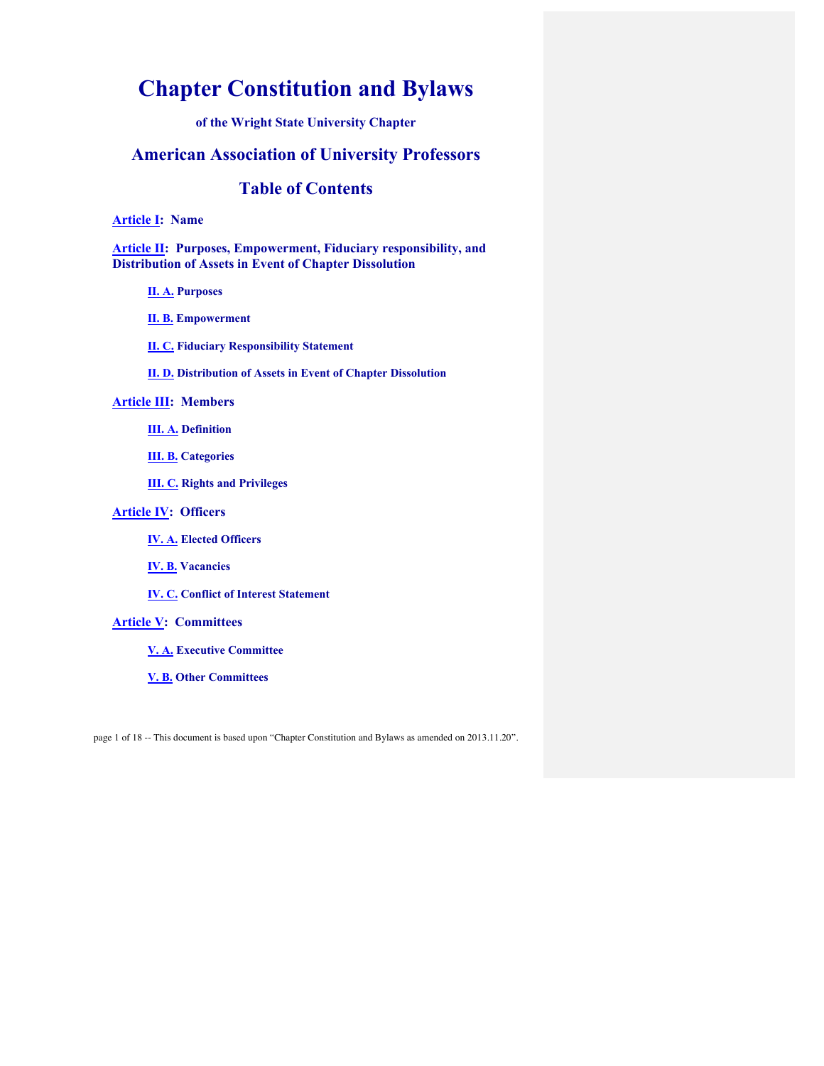# Chapter Constitution and Bylaws

**of the Wright State University Chapter**

## American Association of University Professors

## Table of Contents

**Article I: Name**

**Article II: Purposes, Empowerment, Fiduciary responsibility, and Distribution of Assets in Event of Chapter Dissolution**

- **II. A. Purposes**
- **II. B. Empowerment**
- **II. C. Fiduciary Responsibility Statement**
- **II. D. Distribution of Assets in Event of Chapter Dissolution**

**Article III: Members**

- **III. A. Definition**
- **III. B. Categories**
- **III. C. Rights and Privileges**

**Article IV: Officers**

- **IV. A. Elected Officers**
- **IV. B. Vacancies**
- **IV. C. Conflict of Interest Statement**

**Article V: Committees**

- **V. A. Executive Committee**
- **V. B. Other Committees**

This document is based upon "Chapter Constitution and Bylaws as amended on 2013.11.20".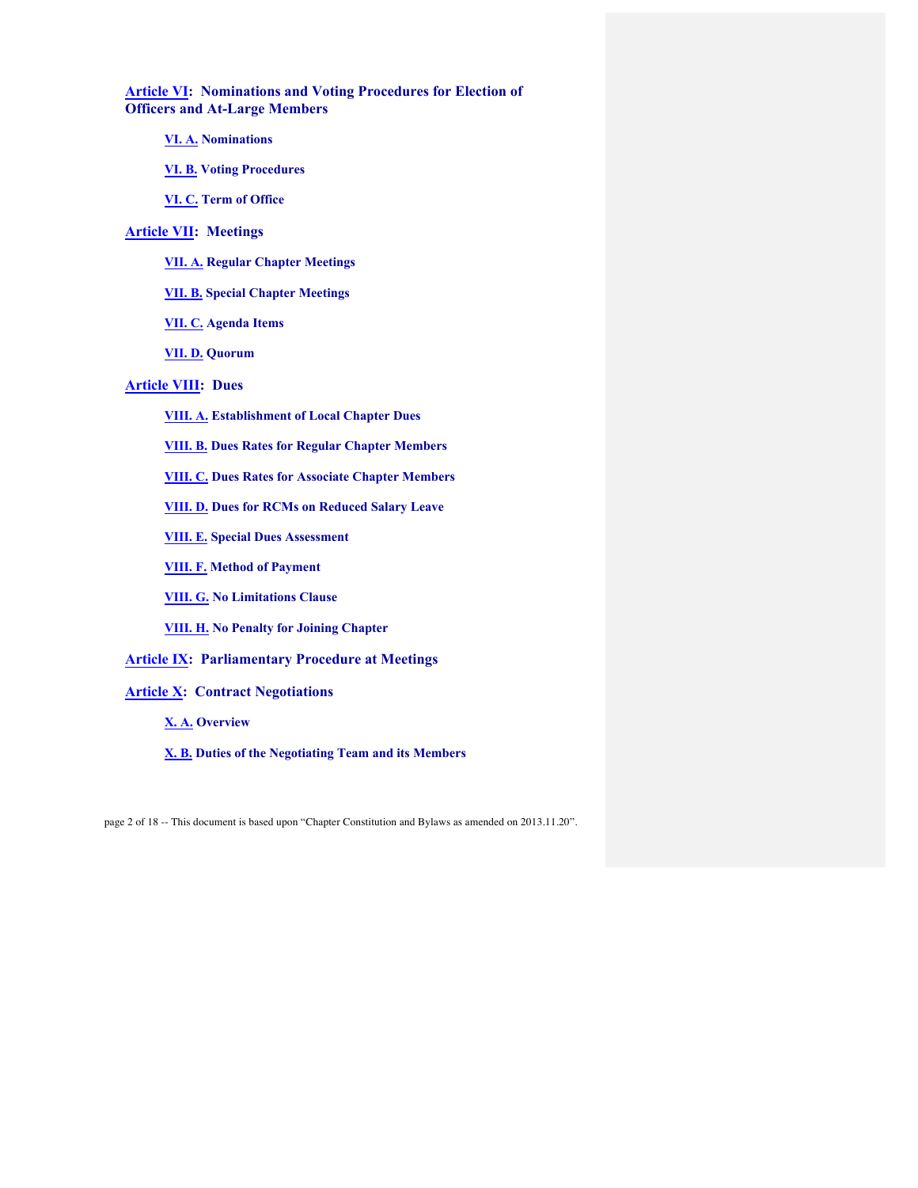**Article VI: Nominations and Voting Procedures for Election of Officers and At-Large Members**

- **VI. A. Nominations**
- **VI. B. Voting Procedures**
- **VI. C. Term of Office**

**Article VII: Meetings**

- **VII. A. Regular Chapter Meetings**
- **VII. B. Special Chapter Meetings**
- **VII. C. Agenda Items**
- **VII. D. Quorum**

**Article VIII: Dues**

- **VIII. A. Establishment of Local Chapter Dues**
- **VIII. B. Dues Rates for Regular Chapter Members**
- **VIII. C. Dues Rates for Associate Chapter Members**
- **VIII. D. Dues for RCMs on Reduced Salary Leave**
- **VIII. E. Special Dues Assessment**
- **VIII. F. Method of Payment**
- **VIII. G. No Limitations Clause**
- **VIII. H. No Penalty for Joining Chapter**

**Article IX: Parliamentary Procedure at Meetings**

**Article X: Contract Negotiations**

- **X. A. Overview**
- **X. B. Duties of the Negotiating Team and its Members**

This document is based upon "Chapter Constitution and Bylaws as amended on 2013.11.20".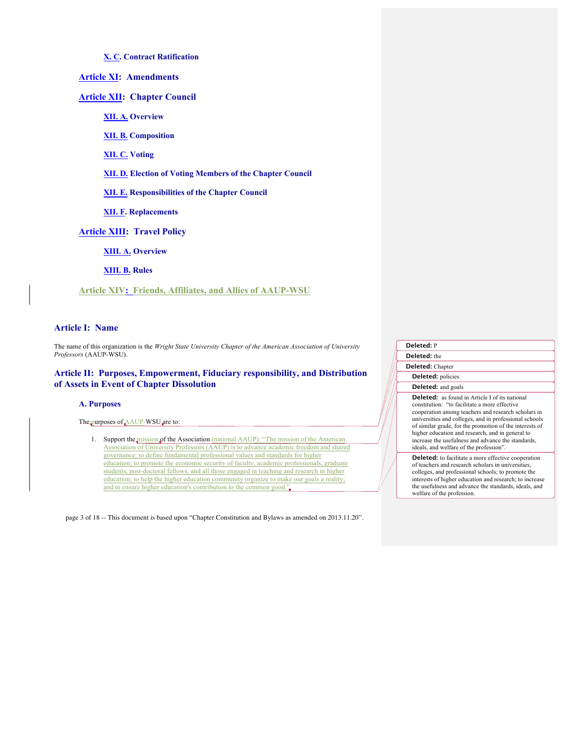X. C. Contract Ratification

Article XI: Amendments

Article XII: Chapter Council

XII. A. Overview

XII. B. Composition

XII. C. Voting

XII. D. Election of Voting Members of the Chapter Council

XII. E. Responsibilities of the Chapter Council

XII. F. Replacements

Article XIII: Travel Policy

XIII. A. Overview

XIII. B. Rules

Article XIV: Friends, Affiliates, and Allies of AAUP-WSU

## Article I: Name

The name of this organization is the *Wright State University Chapter of the American Association of University Professors* (AAUP-WSU).

## Article II: Purposes, Empowerment, Fiduciary responsibility, and Distribution of Assets in Event of Chapter Dissolution

### A. Purposes

The purposes of AAUP-WSU are to:

1. Support the mission of the Association (national AAUP): "The mission of the American Association of University Professors (AAUP) is to advance academic freedom and shared governance; to define fundamental professional values and standards for higher education; to promote the economic security of faculty, academic professionals, graduate students, post-doctoral fellows, and all those engaged in teaching and research in higher education; to help the higher education community organize to make our goals a reality; and to ensure higher education's contribution to the common good."

**Deleted:** P

**Deleted:** the

**Deleted:** Chapter

**Deleted:** policies

**Deleted:** and goals

**Deleted:** as found in Article I of its national constitution: "to facilitate a more effective cooperation among teachers and research scholars in universities and colleges, and in professional schools of similar grade, for the promotion of the interests of higher education and research, and in general to increase the usefulness and advance the standards, ideals, and welfare of the profession".

**Deleted:** to facilitate a more effective cooperation of teachers and research scholars in universities, colleges, and professional schools; to promote the interests of higher education and research; to increase the usefulness and advance the standards, ideals, and welfare of the profession.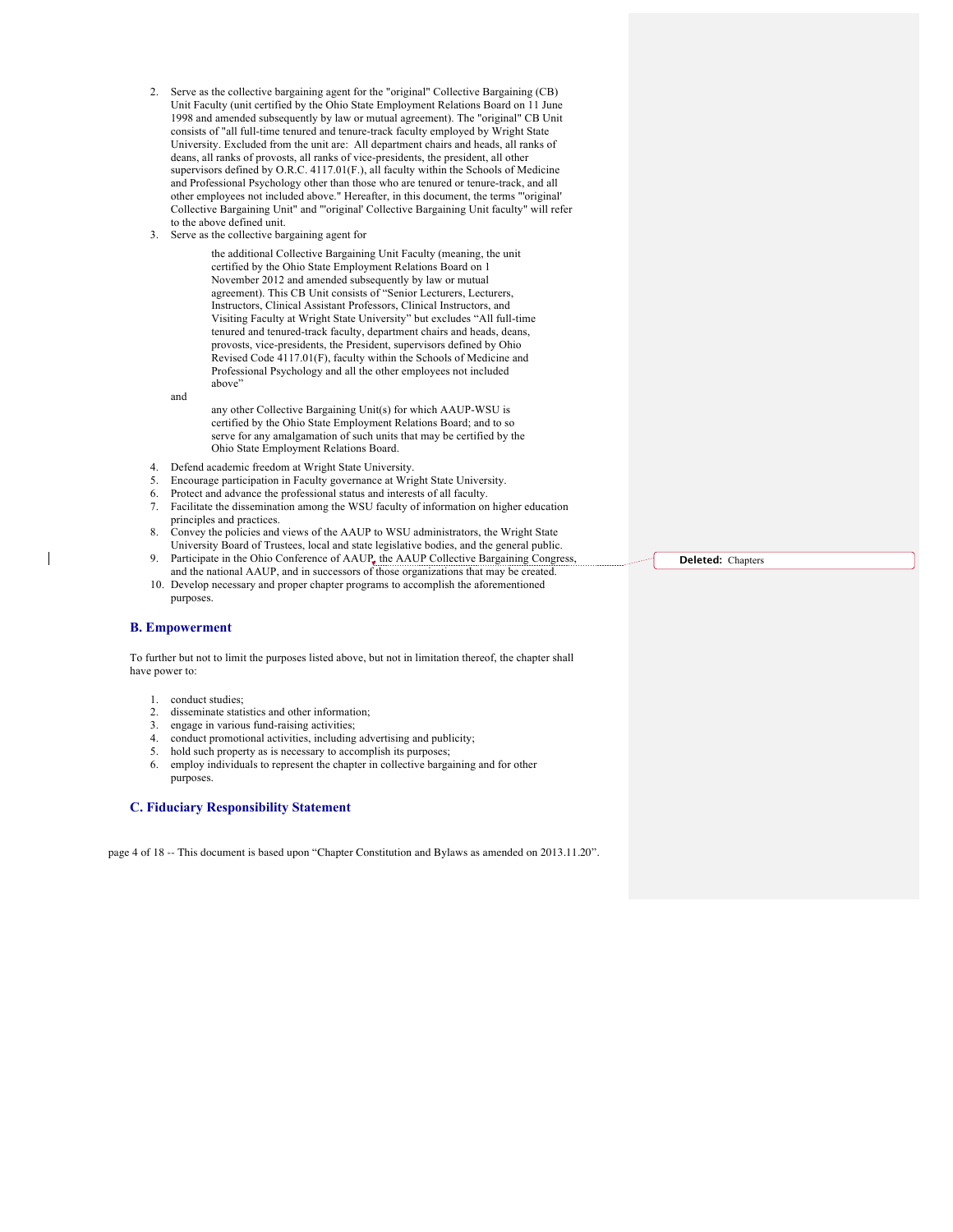2. Serve as the collective bargaining agent for the "original" Collective Bargaining (CB) Unit Faculty (unit certified by the Ohio State Employment Relations Board on 11 June 1998 and amended subsequently by law or mutual agreement). The "original" CB Unit consists of "all full-time tenured and tenure-track faculty employed by Wright State University. Excluded from the unit are: All department chairs and heads, all ranks of deans, all ranks of provosts, all ranks of vice-presidents, the president, all other supervisors defined by O.R.C. 4117.01(F.), all faculty within the Schools of Medicine and Professional Psychology other than those who are tenured or tenure-track, and all other employees not included above." Hereafter, in this document, the terms "'original' Collective Bargaining Unit" and "'original' Collective Bargaining Unit faculty" will refer to the above defined unit.
3. Serve as the collective bargaining agent for

   the additional Collective Bargaining Unit Faculty (meaning, the unit certified by the Ohio State Employment Relations Board on 1 November 2012 and amended subsequently by law or mutual agreement). This CB Unit consists of "Senior Lecturers, Lecturers, Instructors, Clinical Assistant Professors, Clinical Instructors, and Visiting Faculty at Wright State University" but excludes "All full-time tenured and tenured-track faculty, department chairs and heads, deans, provosts, vice-presidents, the President, supervisors defined by Ohio Revised Code 4117.01(F), faculty within the Schools of Medicine and Professional Psychology and all the other employees not included above"

   and

   any other Collective Bargaining Unit(s) for which AAUP-WSU is certified by the Ohio State Employment Relations Board; and to so serve for any amalgamation of such units that may be certified by the Ohio State Employment Relations Board.
4. Defend academic freedom at Wright State University.
5. Encourage participation in Faculty governance at Wright State University.
6. Protect and advance the professional status and interests of all faculty.
7. Facilitate the dissemination among the WSU faculty of information on higher education principles and practices.
8. Convey the policies and views of the AAUP to WSU administrators, the Wright State University Board of Trustees, local and state legislative bodies, and the general public.
9. Participate in the Ohio Conference of AAUP, the AAUP Collective Bargaining Congress, and the national AAUP, and in successors of those organizations that may be created.
10. Develop necessary and proper chapter programs to accomplish the aforementioned purposes.

## B. Empowerment

To further but not to limit the purposes listed above, but not in limitation thereof, the chapter shall have power to:

1. conduct studies;
2. disseminate statistics and other information;
3. engage in various fund-raising activities;
4. conduct promotional activities, including advertising and publicity;
5. hold such property as is necessary to accomplish its purposes;
6. employ individuals to represent the chapter in collective bargaining and for other purposes.

## C. Fiduciary Responsibility Statement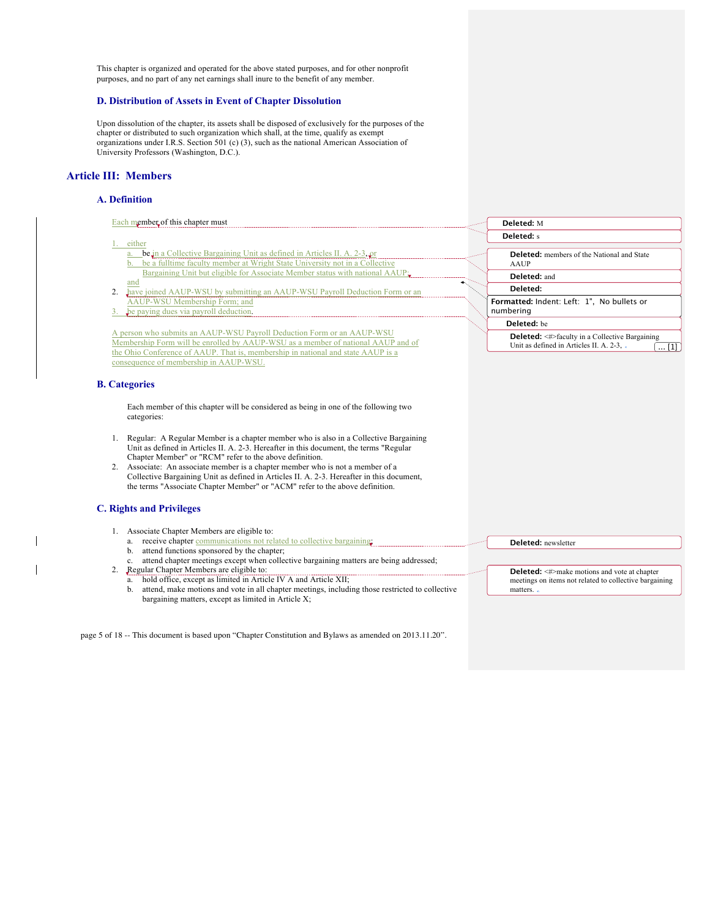This chapter is organized and operated for the above stated purposes, and for other nonprofit purposes, and no part of any net earnings shall inure to the benefit of any member.

### D. Distribution of Assets in Event of Chapter Dissolution

Upon dissolution of the chapter, its assets shall be disposed of exclusively for the purposes of the chapter or distributed to such organization which shall, at the time, qualify as exempt organizations under I.R.S. Section 501 (c) (3), such as the national American Association of University Professors (Washington, D.C.).

## Article III: Members

### A. Definition

Each member of this chapter must

1. either
   a. be in a Collective Bargaining Unit as defined in Articles II. A. 2-3, or
   b. be a fulltime faculty member at Wright State University not in a Collective Bargaining Unit but eligible for Associate Member status with national AAUP; and
2. have joined AAUP-WSU by submitting an AAUP-WSU Payroll Deduction Form or an AAUP-WSU Membership Form; and
3. be paying dues via payroll deduction.

A person who submits an AAUP-WSU Payroll Deduction Form or an AAUP-WSU Membership Form will be enrolled by AAUP-WSU as a member of national AAUP and of the Ohio Conference of AAUP. That is, membership in national and state AAUP is a consequence of membership in AAUP-WSU.

### B. Categories

Each member of this chapter will be considered as being in one of the following two categories:

1. Regular: A Regular Member is a chapter member who is also in a Collective Bargaining Unit as defined in Articles II. A. 2-3. Hereafter in this document, the terms "Regular Chapter Member" or "RCM" refer to the above definition.
2. Associate: An associate member is a chapter member who is not a member of a Collective Bargaining Unit as defined in Articles II. A. 2-3. Hereafter in this document, the terms "Associate Chapter Member" or "ACM" refer to the above definition.

### C. Rights and Privileges

1. Associate Chapter Members are eligible to:
   a. receive chapter communications not related to collective bargaining;
   b. attend functions sponsored by the chapter;
   c. attend chapter meetings except when collective bargaining matters are being addressed;
2. Regular Chapter Members are eligible to:
   a. hold office, except as limited in Article IV A and Article XII;
   b. attend, make motions and vote in all chapter meetings, including those restricted to collective bargaining matters, except as limited in Article X;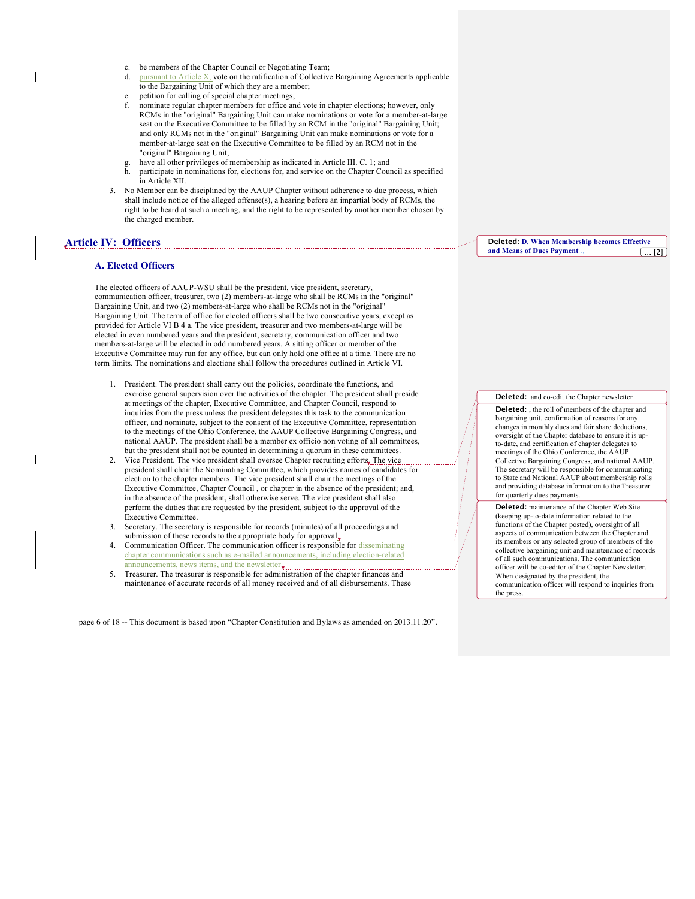c. be members of the Chapter Council or Negotiating Team;
d. pursuant to Article X, vote on the ratification of Collective Bargaining Agreements applicable to the Bargaining Unit of which they are a member;
e. petition for calling of special chapter meetings;
f. nominate regular chapter members for office and vote in chapter elections; however, only RCMs in the "original" Bargaining Unit can make nominations or vote for a member-at-large seat on the Executive Committee to be filled by an RCM in the "original" Bargaining Unit; and only RCMs not in the "original" Bargaining Unit can make nominations or vote for a member-at-large seat on the Executive Committee to be filled by an RCM not in the "original" Bargaining Unit;
g. have all other privileges of membership as indicated in Article III. C. 1; and
h. participate in nominations for, elections for, and service on the Chapter Council as specified in Article XII.

3. No Member can be disciplined by the AAUP Chapter without adherence to due process, which shall include notice of the alleged offense(s), a hearing before an impartial body of RCMs, the right to be heard at such a meeting, and the right to be represented by another member chosen by the charged member.

# Article IV: Officers

**Deleted:** **D. When Membership becomes Effective and Means of Dues Payment** ... [2]

## A. Elected Officers

The elected officers of AAUP-WSU shall be the president, vice president, secretary, communication officer, treasurer, two (2) members-at-large who shall be RCMs in the "original" Bargaining Unit, and two (2) members-at-large who shall be RCMs not in the "original" Bargaining Unit. The term of office for elected officers shall be two consecutive years, except as provided for Article VI B 4 a. The vice president, treasurer and two members-at-large will be elected in even numbered years and the president, secretary, communication officer and two members-at-large will be elected in odd numbered years. A sitting officer or member of the Executive Committee may run for any office, but can only hold one office at a time. There are no term limits. The nominations and elections shall follow the procedures outlined in Article VI.

1. President. The president shall carry out the policies, coordinate the functions, and exercise general supervision over the activities of the chapter. The president shall preside at meetings of the chapter, Executive Committee, and Chapter Council, respond to inquiries from the press unless the president delegates this task to the communication officer, and nominate, subject to the consent of the Executive Committee, representation to the meetings of the Ohio Conference, the AAUP Collective Bargaining Congress, and national AAUP. The president shall be a member ex officio non voting of all committees, but the president shall not be counted in determining a quorum in these committees.
2. Vice President. The vice president shall oversee Chapter recruiting efforts. The vice president shall chair the Nominating Committee, which provides names of candidates for election to the chapter members. The vice president shall chair the meetings of the Executive Committee, Chapter Council , or chapter in the absence of the president; and, in the absence of the president, shall otherwise serve. The vice president shall also perform the duties that are requested by the president, subject to the approval of the Executive Committee.
3. Secretary. The secretary is responsible for records (minutes) of all proceedings and submission of these records to the appropriate body for approval.
4. Communication Officer. The communication officer is responsible for disseminating chapter communications such as e-mailed announcements, including election-related announcements, news items, and the newsletter.
5. Treasurer. The treasurer is responsible for administration of the chapter finances and maintenance of accurate records of all money received and of all disbursements. These

**Deleted:** and co-edit the Chapter newsletter

**Deleted:** , the roll of members of the chapter and bargaining unit, confirmation of reasons for any changes in monthly dues and fair share deductions, oversight of the Chapter database to ensure it is up-to-date, and certification of chapter delegates to meetings of the Ohio Conference, the AAUP Collective Bargaining Congress, and national AAUP. The secretary will be responsible for communicating to State and National AAUP about membership rolls and providing database information to the Treasurer for quarterly dues payments.

**Deleted:** maintenance of the Chapter Web Site (keeping up-to-date information related to the functions of the Chapter posted), oversight of all aspects of communication between the Chapter and its members or any selected group of members of the collective bargaining unit and maintenance of records of all such communications. The communication officer will be co-editor of the Chapter Newsletter. When designated by the president, the communication officer will respond to inquiries from the press.

page 6 of 18 -- This document is based upon "Chapter Constitution and Bylaws as amended on 2013.11.20".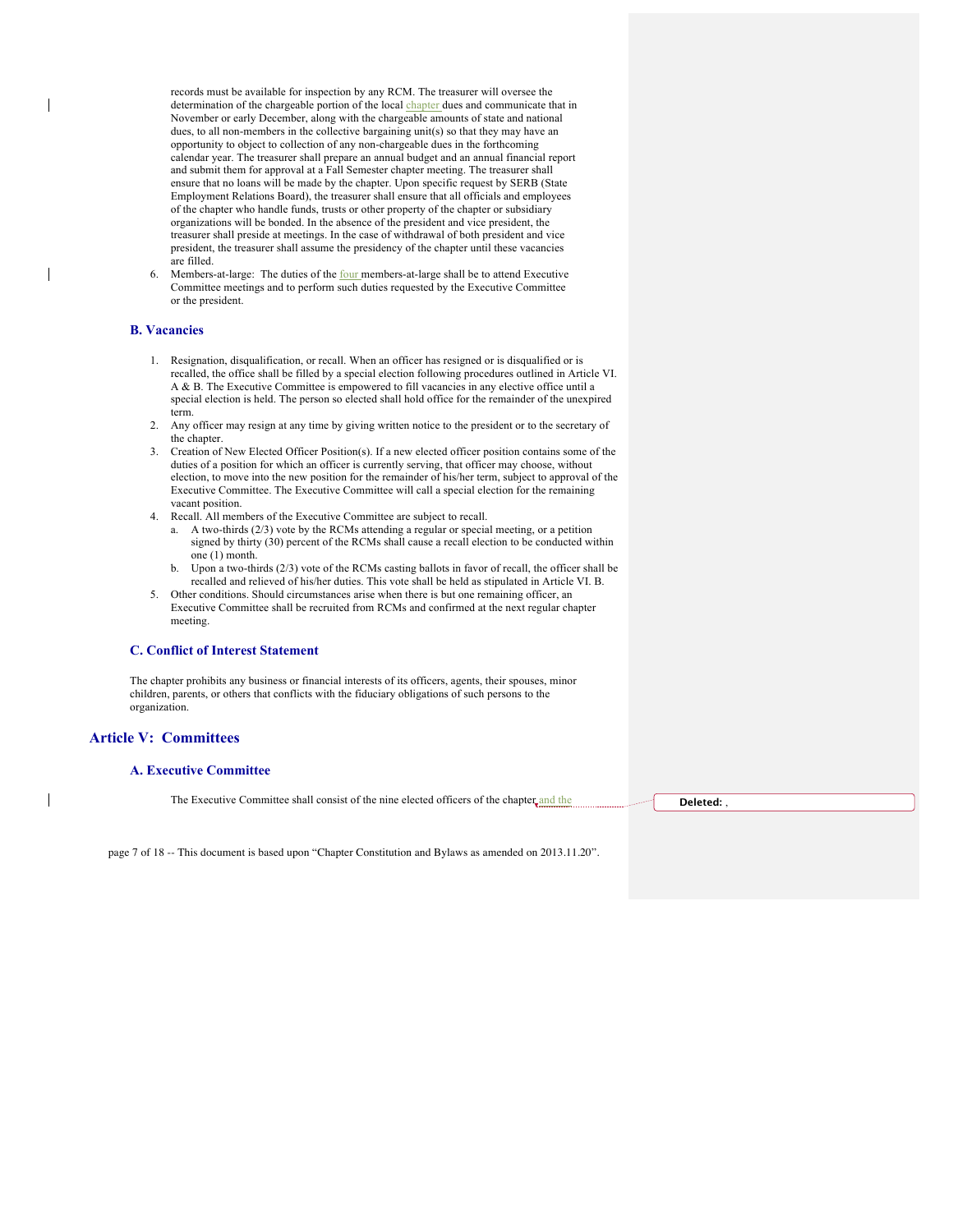records must be available for inspection by any RCM. The treasurer will oversee the determination of the chargeable portion of the local chapter dues and communicate that in November or early December, along with the chargeable amounts of state and national dues, to all non-members in the collective bargaining unit(s) so that they may have an opportunity to object to collection of any non-chargeable dues in the forthcoming calendar year. The treasurer shall prepare an annual budget and an annual financial report and submit them for approval at a Fall Semester chapter meeting. The treasurer shall ensure that no loans will be made by the chapter. Upon specific request by SERB (State Employment Relations Board), the treasurer shall ensure that all officials and employees of the chapter who handle funds, trusts or other property of the chapter or subsidiary organizations will be bonded. In the absence of the president and vice president, the treasurer shall preside at meetings. In the case of withdrawal of both president and vice president, the treasurer shall assume the presidency of the chapter until these vacancies are filled.

6. Members-at-large: The duties of the four members-at-large shall be to attend Executive Committee meetings and to perform such duties requested by the Executive Committee or the president.

### B. Vacancies

1. Resignation, disqualification, or recall. When an officer has resigned or is disqualified or is recalled, the office shall be filled by a special election following procedures outlined in Article VI. A & B. The Executive Committee is empowered to fill vacancies in any elective office until a special election is held. The person so elected shall hold office for the remainder of the unexpired term.
2. Any officer may resign at any time by giving written notice to the president or to the secretary of the chapter.
3. Creation of New Elected Officer Position(s). If a new elected officer position contains some of the duties of a position for which an officer is currently serving, that officer may choose, without election, to move into the new position for the remainder of his/her term, subject to approval of the Executive Committee. The Executive Committee will call a special election for the remaining vacant position.
4. Recall. All members of the Executive Committee are subject to recall.
   a. A two-thirds (2/3) vote by the RCMs attending a regular or special meeting, or a petition signed by thirty (30) percent of the RCMs shall cause a recall election to be conducted within one (1) month.
   b. Upon a two-thirds (2/3) vote of the RCMs casting ballots in favor of recall, the officer shall be recalled and relieved of his/her duties. This vote shall be held as stipulated in Article VI. B.
5. Other conditions. Should circumstances arise when there is but one remaining officer, an Executive Committee shall be recruited from RCMs and confirmed at the next regular chapter meeting.

### C. Conflict of Interest Statement

The chapter prohibits any business or financial interests of its officers, agents, their spouses, minor children, parents, or others that conflicts with the fiduciary obligations of such persons to the organization.

## Article V: Committees

### A. Executive Committee

The Executive Committee shall consist of the nine elected officers of the chapter and the

Deleted: ,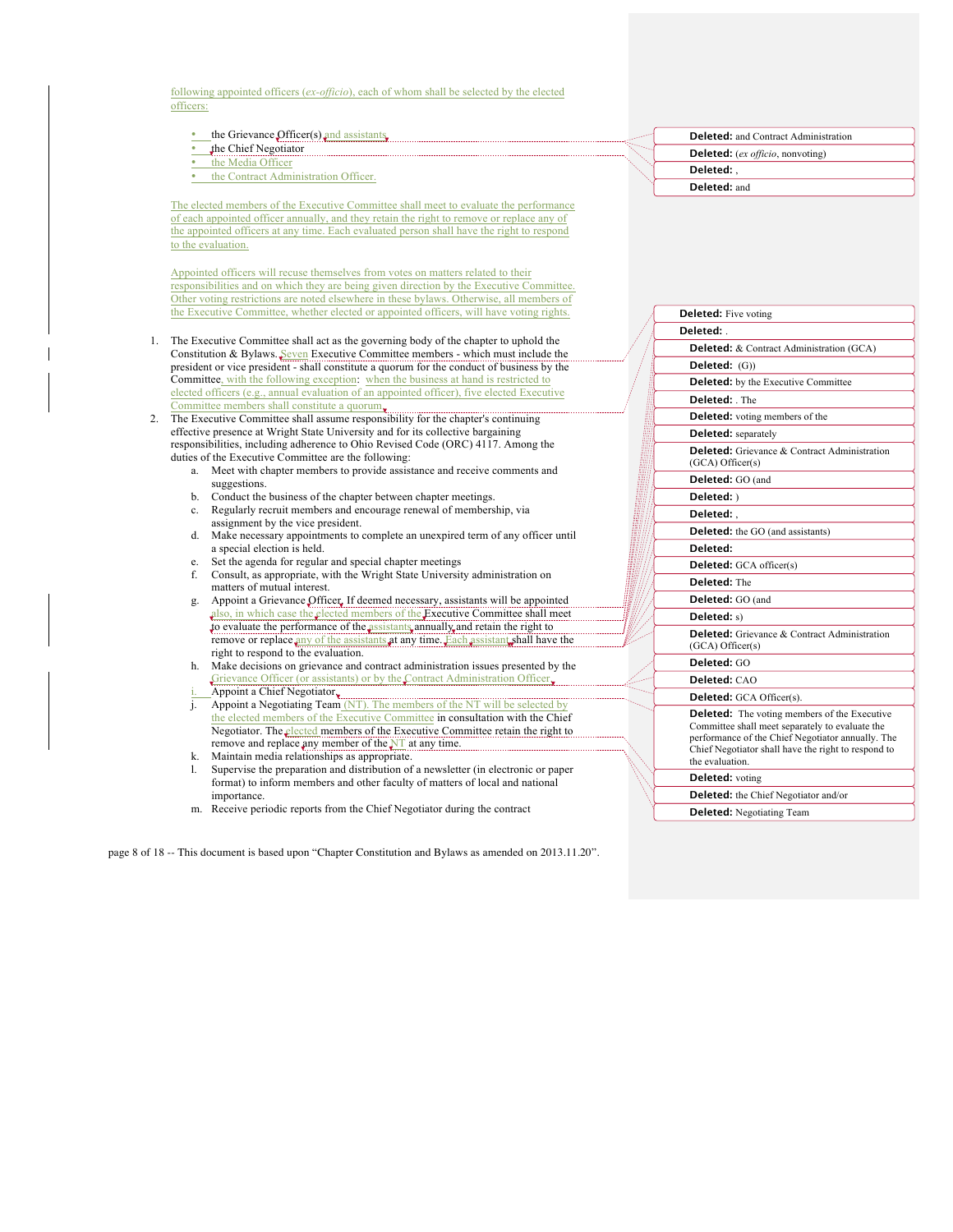following appointed officers (*ex-officio*), each of whom shall be selected by the elected officers:

- the Grievance Officer(s) and assistants
- the Chief Negotiator
- the Media Officer
- the Contract Administration Officer.

The elected members of the Executive Committee shall meet to evaluate the performance of each appointed officer annually, and they retain the right to remove or replace any of the appointed officers at any time. Each evaluated person shall have the right to respond to the evaluation.

Appointed officers will recuse themselves from votes on matters related to their responsibilities and on which they are being given direction by the Executive Committee. Other voting restrictions are noted elsewhere in these bylaws. Otherwise, all members of the Executive Committee, whether elected or appointed officers, will have voting rights.

1. The Executive Committee shall act as the governing body of the chapter to uphold the Constitution & Bylaws. Seven Executive Committee members - which must include the president or vice president - shall constitute a quorum for the conduct of business by the Committee, with the following exception: when the business at hand is restricted to elected officers (e.g., annual evaluation of an appointed officer), five elected Executive Committee members shall constitute a quorum.
2. The Executive Committee shall assume responsibility for the chapter's continuing effective presence at Wright State University and for its collective bargaining responsibilities, including adherence to Ohio Revised Code (ORC) 4117. Among the duties of the Executive Committee are the following:
   a. Meet with chapter members to provide assistance and receive comments and suggestions.
   b. Conduct the business of the chapter between chapter meetings.
   c. Regularly recruit members and encourage renewal of membership, via assignment by the vice president.
   d. Make necessary appointments to complete an unexpired term of any officer until a special election is held.
   e. Set the agenda for regular and special chapter meetings
   f. Consult, as appropriate, with the Wright State University administration on matters of mutual interest.
   g. Appoint a Grievance Officer. If deemed necessary, assistants will be appointed also, in which case the elected members of the Executive Committee shall meet to evaluate the performance of the assistants annually and retain the right to remove or replace any of the assistants at any time. Each assistant shall have the right to respond to the evaluation.
   h. Make decisions on grievance and contract administration issues presented by the Grievance Officer (or assistants) or by the Contract Administration Officer.
   i. Appoint a Chief Negotiator
   j. Appoint a Negotiating Team (NT). The members of the NT will be selected by the elected members of the Executive Committee in consultation with the Chief Negotiator. The elected members of the Executive Committee retain the right to remove and replace any member of the NT at any time.
   k. Maintain media relationships as appropriate.
   l. Supervise the preparation and distribution of a newsletter (in electronic or paper format) to inform members and other faculty of matters of local and national importance.
   m. Receive periodic reports from the Chief Negotiator during the contract

| Deleted |
|---|
| **Deleted:** and Contract Administration |
| **Deleted:** (*ex officio*, nonvoting) |
| **Deleted:** , |
| **Deleted:** and |
| **Deleted:** Five voting |
| **Deleted:** . |
| **Deleted:** & Contract Administration (GCA) |
| **Deleted:** (G)) |
| **Deleted:** by the Executive Committee |
| **Deleted:** . The |
| **Deleted:** voting members of the |
| **Deleted:** separately |
| **Deleted:** Grievance & Contract Administration (GCA) Officer(s) |
| **Deleted:** GO (and |
| **Deleted:** ) |
| **Deleted:** , |
| **Deleted:** the GO (and assistants) |
| **Deleted:** |
| **Deleted:** GCA officer(s) |
| **Deleted:** The |
| **Deleted:** GO (and |
| **Deleted:** s) |
| **Deleted:** Grievance & Contract Administration (GCA) Officer(s) |
| **Deleted:** GO |
| **Deleted:** CAO |
| **Deleted:** GCA Officer(s). |
| **Deleted:** The voting members of the Executive Committee shall meet separately to evaluate the performance of the Chief Negotiator annually. The Chief Negotiator shall have the right to respond to the evaluation. |
| **Deleted:** voting |
| **Deleted:** the Chief Negotiator and/or |
| **Deleted:** Negotiating Team |

This document is based upon "Chapter Constitution and Bylaws as amended on 2013.11.20".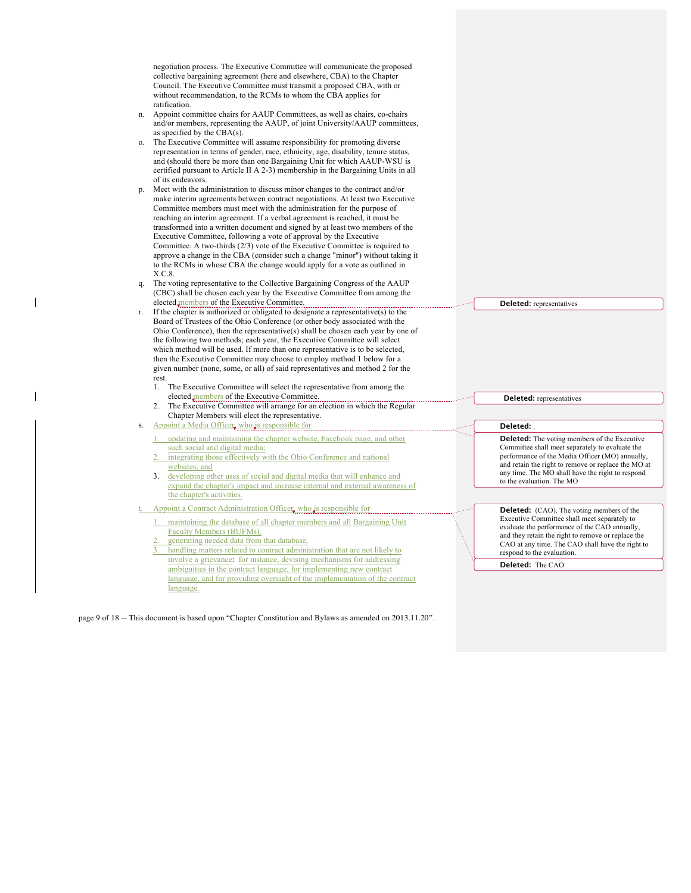negotiation process. The Executive Committee will communicate the proposed collective bargaining agreement (here and elsewhere, CBA) to the Chapter Council. The Executive Committee must transmit a proposed CBA, with or without recommendation, to the RCMs to whom the CBA applies for ratification.

n. Appoint committee chairs for AAUP Committees, as well as chairs, co-chairs and/or members, representing the AAUP, of joint University/AAUP committees, as specified by the CBA(s).

o. The Executive Committee will assume responsibility for promoting diverse representation in terms of gender, race, ethnicity, age, disability, tenure status, and (should there be more than one Bargaining Unit for which AAUP-WSU is certified pursuant to Article II A 2-3) membership in the Bargaining Units in all of its endeavors.

p. Meet with the administration to discuss minor changes to the contract and/or make interim agreements between contract negotiations. At least two Executive Committee members must meet with the administration for the purpose of reaching an interim agreement. If a verbal agreement is reached, it must be transformed into a written document and signed by at least two members of the Executive Committee, following a vote of approval by the Executive Committee. A two-thirds (2/3) vote of the Executive Committee is required to approve a change in the CBA (consider such a change "minor") without taking it to the RCMs in whose CBA the change would apply for a vote as outlined in X.C.8.

q. The voting representative to the Collective Bargaining Congress of the AAUP (CBC) shall be chosen each year by the Executive Committee from among the elected members of the Executive Committee.

r. If the chapter is authorized or obligated to designate a representative(s) to the Board of Trustees of the Ohio Conference (or other body associated with the Ohio Conference), then the representative(s) shall be chosen each year by one of the following two methods; each year, the Executive Committee will select which method will be used. If more than one representative is to be selected, then the Executive Committee may choose to employ method 1 below for a given number (none, some, or all) of said representatives and method 2 for the rest.
   1. The Executive Committee will select the representative from among the elected members of the Executive Committee.
   2. The Executive Committee will arrange for an election in which the Regular Chapter Members will elect the representative.

s. Appoint a Media Officer, who is responsible for
   1. updating and maintaining the chapter website, Facebook page, and other such social and digital media;
   2. integrating those effectively with the Ohio Conference and national websites; and
   3. developing other uses of social and digital media that will enhance and expand the chapter's impact and increase internal and external awareness of the chapter's activities.

t. Appoint a Contract Administration Officer, who is responsible for
   1. maintaining the database of all chapter members and all Bargaining Unit Faculty Members (BUFMs),
   2. generating needed data from that database,
   3. handling matters related to contract administration that are not likely to involve a grievance: for instance, devising mechanisms for addressing ambiguities in the contract language, for implementing new contract language, and for providing oversight of the implementation of the contract language.

**Deleted:** representatives

**Deleted:** representatives

**Deleted:** .

**Deleted:** The voting members of the Executive Committee shall meet separately to evaluate the performance of the Media Officer (MO) annually, and retain the right to remove or replace the MO at any time. The MO shall have the right to respond to the evaluation. The MO

**Deleted:** (CAO). The voting members of the Executive Committee shall meet separately to evaluate the performance of the CAO annually, and they retain the right to remove or replace the CAO at any time. The CAO shall have the right to respond to the evaluation.

**Deleted:** The CAO

This document is based upon "Chapter Constitution and Bylaws as amended on 2013.11.20".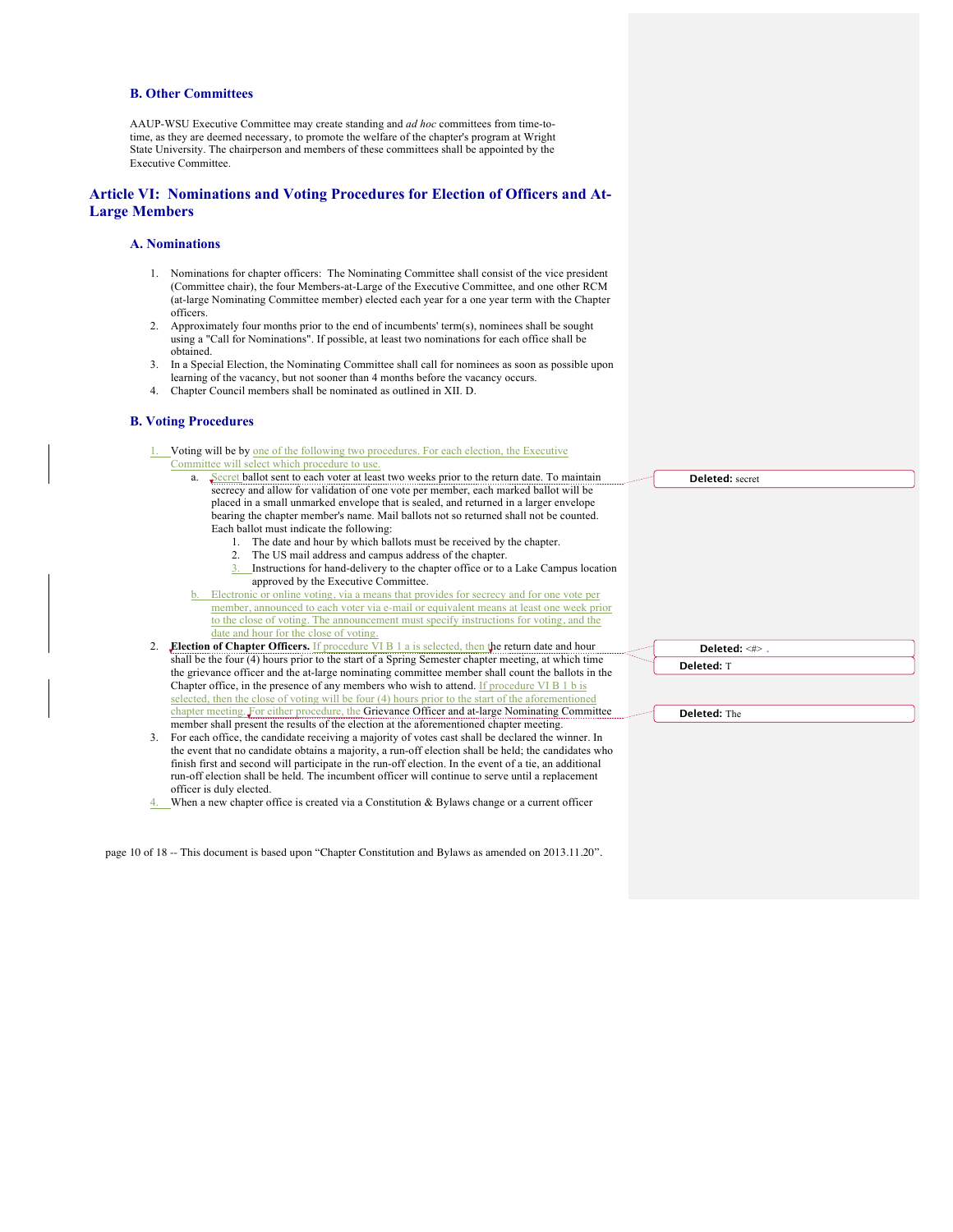### B. Other Committees

AAUP-WSU Executive Committee may create standing and *ad hoc* committees from time-to-time, as they are deemed necessary, to promote the welfare of the chapter's program at Wright State University. The chairperson and members of these committees shall be appointed by the Executive Committee.

## Article VI: Nominations and Voting Procedures for Election of Officers and At-Large Members

### A. Nominations

1. Nominations for chapter officers: The Nominating Committee shall consist of the vice president (Committee chair), the four Members-at-Large of the Executive Committee, and one other RCM (at-large Nominating Committee member) elected each year for a one year term with the Chapter officers.
2. Approximately four months prior to the end of incumbents' term(s), nominees shall be sought using a "Call for Nominations". If possible, at least two nominations for each office shall be obtained.
3. In a Special Election, the Nominating Committee shall call for nominees as soon as possible upon learning of the vacancy, but not sooner than 4 months before the vacancy occurs.
4. Chapter Council members shall be nominated as outlined in XII. D.

### B. Voting Procedures

1. Voting will be by one of the following two procedures. For each election, the Executive Committee will select which procedure to use.
   a. Secret ballot sent to each voter at least two weeks prior to the return date. To maintain secrecy and allow for validation of one vote per member, each marked ballot will be placed in a small unmarked envelope that is sealed, and returned in a larger envelope bearing the chapter member's name. Mail ballots not so returned shall not be counted. Each ballot must indicate the following:
      1. The date and hour by which ballots must be received by the chapter.
      2. The US mail address and campus address of the chapter.
      3. Instructions for hand-delivery to the chapter office or to a Lake Campus location approved by the Executive Committee.

   b. Electronic or online voting, via a means that provides for secrecy and for one vote per member, announced to each voter via e-mail or equivalent means at least one week prior to the close of voting. The announcement must specify instructions for voting, and the date and hour for the close of voting.
2. **Election of Chapter Officers.** If procedure VI B 1 a is selected, then the return date and hour shall be the four (4) hours prior to the start of a Spring Semester chapter meeting, at which time the grievance officer and the at-large nominating committee member shall count the ballots in the Chapter office, in the presence of any members who wish to attend. If procedure VI B 1 b is selected, then the close of voting will be four (4) hours prior to the start of the aforementioned chapter meeting. For either procedure, the Grievance Officer and at-large Nominating Committee member shall present the results of the election at the aforementioned chapter meeting.
3. For each office, the candidate receiving a majority of votes cast shall be declared the winner. In the event that no candidate obtains a majority, a run-off election shall be held; the candidates who finish first and second will participate in the run-off election. In the event of a tie, an additional run-off election shall be held. The incumbent officer will continue to serve until a replacement officer is duly elected.
4. When a new chapter office is created via a Constitution & Bylaws change or a current officer

Deleted: secret

Deleted: <#> .

Deleted: T

Deleted: The

This document is based upon "Chapter Constitution and Bylaws as amended on 2013.11.20".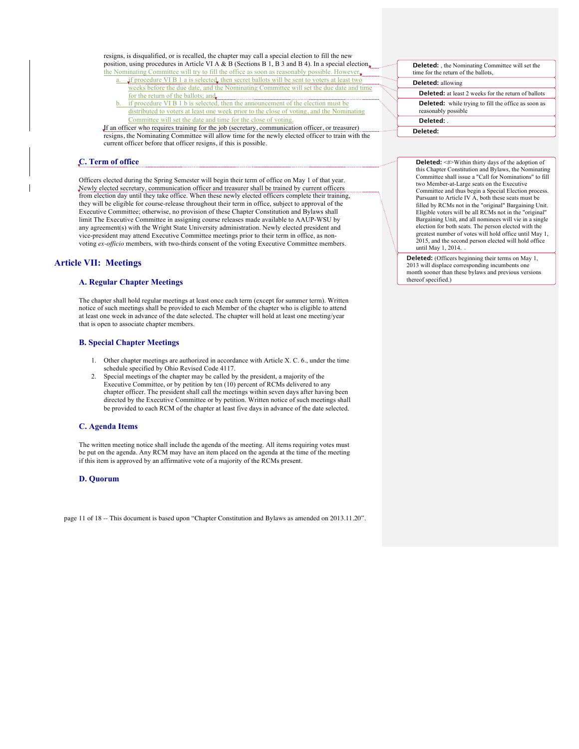resigns, is disqualified, or is recalled, the chapter may call a special election to fill the new position, using procedures in Article VI A & B (Sections B 1, B 3 and B 4). In a special election, the Nominating Committee will try to fill the office as soon as reasonably possible. However,

a. if procedure VI B 1 a is selected, then secret ballots will be sent to voters at least two weeks before the due date, and the Nominating Committee will set the due date and time for the return of the ballots; and

b. if procedure VI B 1 b is selected, then the announcement of the election must be distributed to voters at least one week prior to the close of voting, and the Nominating Committee will set the date and time for the close of voting.

If an officer who requires training for the job (secretary, communication officer, or treasurer) resigns, the Nominating Committee will allow time for the newly elected officer to train with the current officer before that officer resigns, if this is possible.

> Deleted: , the Nominating Committee will set the time for the return of the ballots,
>
> Deleted: allowing
>
> Deleted: at least 2 weeks for the return of ballots
>
> Deleted: while trying to fill the office as soon as reasonably possible
>
> Deleted: .
>
> Deleted:

### C. Term of office

Officers elected during the Spring Semester will begin their term of office on May 1 of that year. Newly elected secretary, communication officer and treasurer shall be trained by current officers from election day until they take office. When these newly elected officers complete their training, they will be eligible for course-release throughout their term in office, subject to approval of the Executive Committee; otherwise, no provision of these Chapter Constitution and Bylaws shall limit The Executive Committee in assigning course releases made available to AAUP-WSU by any agreement(s) with the Wright State University administration. Newly elected president and vice-president may attend Executive Committee meetings prior to their term in office, as non-voting *ex-officio* members, with two-thirds consent of the voting Executive Committee members.

> Deleted: <#>Within thirty days of the adoption of this Chapter Constitution and Bylaws, the Nominating Committee shall issue a "Call for Nominations" to fill two Member-at-Large seats on the Executive Committee and thus begin a Special Election process. Pursuant to Article IV A, both these seats must be filled by RCMs not in the "original" Bargaining Unit. Eligible voters will be all RCMs not in the "original" Bargaining Unit, and all nominees will vie in a single election for both seats. The person elected with the greatest number of votes will hold office until May 1, 2015, and the second person elected will hold office until May 1, 2014.
>
> Deleted: (Officers beginning their terms on May 1, 2013 will displace corresponding incumbents one month sooner than these bylaws and previous versions thereof specified.)

## Article VII: Meetings

### A. Regular Chapter Meetings

The chapter shall hold regular meetings at least once each term (except for summer term). Written notice of such meetings shall be provided to each Member of the chapter who is eligible to attend at least one week in advance of the date selected. The chapter will hold at least one meeting/year that is open to associate chapter members.

### B. Special Chapter Meetings

1. Other chapter meetings are authorized in accordance with Article X. C. 6., under the time schedule specified by Ohio Revised Code 4117.
2. Special meetings of the chapter may be called by the president, a majority of the Executive Committee, or by petition by ten (10) percent of RCMs delivered to any chapter officer. The president shall call the meetings within seven days after having been directed by the Executive Committee or by petition. Written notice of such meetings shall be provided to each RCM of the chapter at least five days in advance of the date selected.

### C. Agenda Items

The written meeting notice shall include the agenda of the meeting. All items requiring votes must be put on the agenda. Any RCM may have an item placed on the agenda at the time of the meeting if this item is approved by an affirmative vote of a majority of the RCMs present.

### D. Quorum

This document is based upon "Chapter Constitution and Bylaws as amended on 2013.11.20".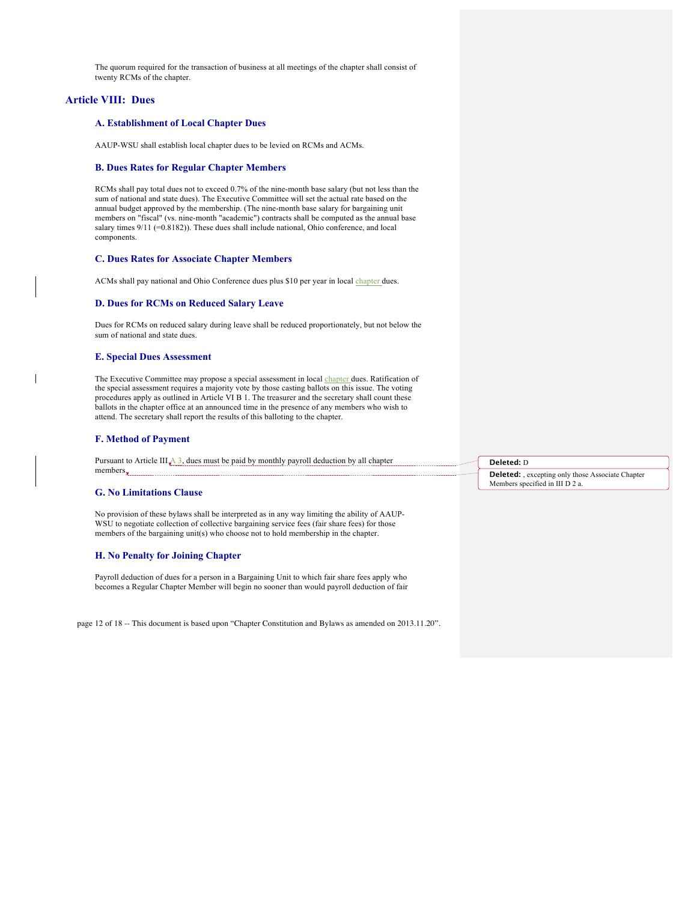The quorum required for the transaction of business at all meetings of the chapter shall consist of twenty RCMs of the chapter.

## Article VIII: Dues

### A. Establishment of Local Chapter Dues

AAUP-WSU shall establish local chapter dues to be levied on RCMs and ACMs.

### B. Dues Rates for Regular Chapter Members

RCMs shall pay total dues not to exceed 0.7% of the nine-month base salary (but not less than the sum of national and state dues). The Executive Committee will set the actual rate based on the annual budget approved by the membership. (The nine-month base salary for bargaining unit members on "fiscal" (vs. nine-month "academic") contracts shall be computed as the annual base salary times 9/11 (=0.8182)). These dues shall include national, Ohio conference, and local components.

### C. Dues Rates for Associate Chapter Members

ACMs shall pay national and Ohio Conference dues plus $10 per year in local chapter dues.

### D. Dues for RCMs on Reduced Salary Leave

Dues for RCMs on reduced salary during leave shall be reduced proportionately, but not below the sum of national and state dues.

### E. Special Dues Assessment

The Executive Committee may propose a special assessment in local chapter dues. Ratification of the special assessment requires a majority vote by those casting ballots on this issue. The voting procedures apply as outlined in Article VI B 1. The treasurer and the secretary shall count these ballots in the chapter office at an announced time in the presence of any members who wish to attend. The secretary shall report the results of this balloting to the chapter.

### F. Method of Payment

Pursuant to Article III A 3, dues must be paid by monthly payroll deduction by all chapter members.

Deleted: D

Deleted: , excepting only those Associate Chapter Members specified in III D 2 a.

### G. No Limitations Clause

No provision of these bylaws shall be interpreted as in any way limiting the ability of AAUP-WSU to negotiate collection of collective bargaining service fees (fair share fees) for those members of the bargaining unit(s) who choose not to hold membership in the chapter.

### H. No Penalty for Joining Chapter

Payroll deduction of dues for a person in a Bargaining Unit to which fair share fees apply who becomes a Regular Chapter Member will begin no sooner than would payroll deduction of fair

This document is based upon "Chapter Constitution and Bylaws as amended on 2013.11.20".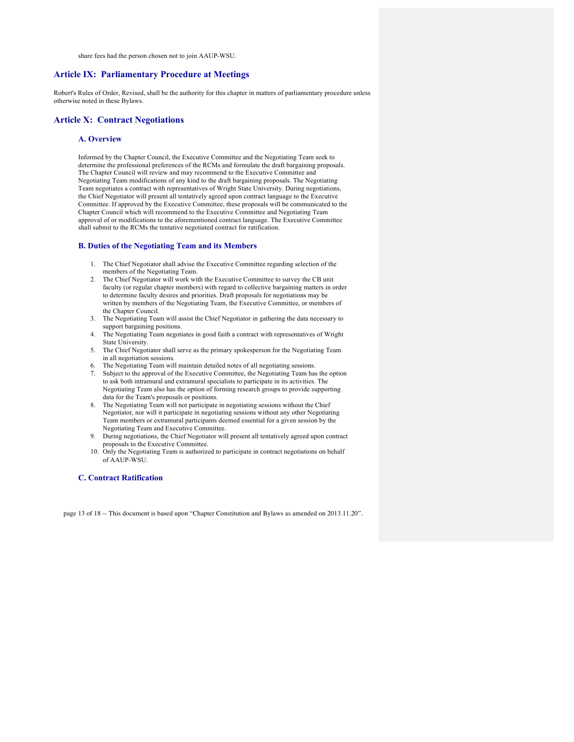share fees had the person chosen not to join AAUP-WSU.

## Article IX: Parliamentary Procedure at Meetings

Robert's Rules of Order, Revised, shall be the authority for this chapter in matters of parliamentary procedure unless otherwise noted in these Bylaws.

## Article X: Contract Negotiations

### A. Overview

Informed by the Chapter Council, the Executive Committee and the Negotiating Team seek to determine the professional preferences of the RCMs and formulate the draft bargaining proposals. The Chapter Council will review and may recommend to the Executive Committee and Negotiating Team modifications of any kind to the draft bargaining proposals. The Negotiating Team negotiates a contract with representatives of Wright State University. During negotiations, the Chief Negotiator will present all tentatively agreed upon contract language to the Executive Committee. If approved by the Executive Committee, these proposals will be communicated to the Chapter Council which will recommend to the Executive Committee and Negotiating Team approval of or modifications to the aforementioned contract language. The Executive Committee shall submit to the RCMs the tentative negotiated contract for ratification.

### B. Duties of the Negotiating Team and its Members

1. The Chief Negotiator shall advise the Executive Committee regarding selection of the members of the Negotiating Team.
2. The Chief Negotiator will work with the Executive Committee to survey the CB unit faculty (or regular chapter members) with regard to collective bargaining matters in order to determine faculty desires and priorities. Draft proposals for negotiations may be written by members of the Negotiating Team, the Executive Committee, or members of the Chapter Council.
3. The Negotiating Team will assist the Chief Negotiator in gathering the data necessary to support bargaining positions.
4. The Negotiating Team negotiates in good faith a contract with representatives of Wright State University.
5. The Chief Negotiator shall serve as the primary spokesperson for the Negotiating Team in all negotiation sessions.
6. The Negotiating Team will maintain detailed notes of all negotiating sessions.
7. Subject to the approval of the Executive Committee, the Negotiating Team has the option to ask both intramural and extramural specialists to participate in its activities. The Negotiating Team also has the option of forming research groups to provide supporting data for the Team's proposals or positions.
8. The Negotiating Team will not participate in negotiating sessions without the Chief Negotiator, nor will it participate in negotiating sessions without any other Negotiating Team members or extramural participants deemed essential for a given session by the Negotiating Team and Executive Committee.
9. During negotiations, the Chief Negotiator will present all tentatively agreed upon contract proposals to the Executive Committee.
10. Only the Negotiating Team is authorized to participate in contract negotiations on behalf of AAUP-WSU.

### C. Contract Ratification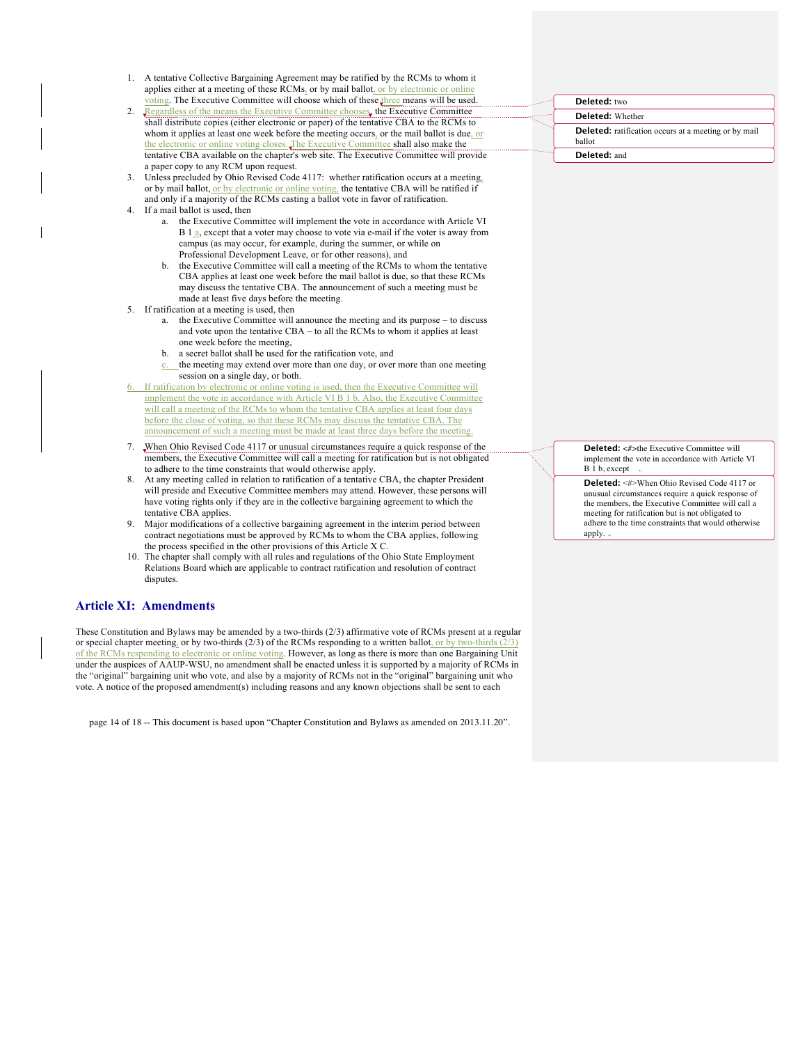1. A tentative Collective Bargaining Agreement may be ratified by the RCMs to whom it applies either at a meeting of these RCMs, or by mail ballot, or by electronic or online voting. The Executive Committee will choose which of these three means will be used.
2. Regardless of the means the Executive Committee chooses, the Executive Committee shall distribute copies (either electronic or paper) of the tentative CBA to the RCMs to whom it applies at least one week before the meeting occurs, or the mail ballot is due, or the electronic or online voting closes. The Executive Committee shall also make the tentative CBA available on the chapter's web site. The Executive Committee will provide a paper copy to any RCM upon request.
3. Unless precluded by Ohio Revised Code 4117: whether ratification occurs at a meeting, or by mail ballot, or by electronic or online voting, the tentative CBA will be ratified if and only if a majority of the RCMs casting a ballot vote in favor of ratification.
4. If a mail ballot is used, then
   a. the Executive Committee will implement the vote in accordance with Article VI B 1 a, except that a voter may choose to vote via e-mail if the voter is away from campus (as may occur, for example, during the summer, or while on Professional Development Leave, or for other reasons), and
   b. the Executive Committee will call a meeting of the RCMs to whom the tentative CBA applies at least one week before the mail ballot is due, so that these RCMs may discuss the tentative CBA. The announcement of such a meeting must be made at least five days before the meeting.
5. If ratification at a meeting is used, then
   a. the Executive Committee will announce the meeting and its purpose – to discuss and vote upon the tentative CBA – to all the RCMs to whom it applies at least one week before the meeting,
   b. a secret ballot shall be used for the ratification vote, and
   c. the meeting may extend over more than one day, or over more than one meeting session on a single day, or both.
6. If ratification by electronic or online voting is used, then the Executive Committee will implement the vote in accordance with Article VI B 1 b. Also, the Executive Committee will call a meeting of the RCMs to whom the tentative CBA applies at least four days before the close of voting, so that these RCMs may discuss the tentative CBA. The announcement of such a meeting must be made at least three days before the meeting.
7. When Ohio Revised Code 4117 or unusual circumstances require a quick response of the members, the Executive Committee will call a meeting for ratification but is not obligated to adhere to the time constraints that would otherwise apply.
8. At any meeting called in relation to ratification of a tentative CBA, the chapter President will preside and Executive Committee members may attend. However, these persons will have voting rights only if they are in the collective bargaining agreement to which the tentative CBA applies.
9. Major modifications of a collective bargaining agreement in the interim period between contract negotiations must be approved by RCMs to whom the CBA applies, following the process specified in the other provisions of this Article X C.
10. The chapter shall comply with all rules and regulations of the Ohio State Employment Relations Board which are applicable to contract ratification and resolution of contract disputes.

Deleted: two

Deleted: Whether

Deleted: ratification occurs at a meeting or by mail ballot

Deleted: and

Deleted: <#>the Executive Committee will implement the vote in accordance with Article VI B 1 b, except

Deleted: <#>When Ohio Revised Code 4117 or unusual circumstances require a quick response of the members, the Executive Committee will call a meeting for ratification but is not obligated to adhere to the time constraints that would otherwise apply.

## Article XI: Amendments

These Constitution and Bylaws may be amended by a two-thirds (2/3) affirmative vote of RCMs present at a regular or special chapter meeting, or by two-thirds (2/3) of the RCMs responding to a written ballot, or by two-thirds (2/3) of the RCMs responding to electronic or online voting. However, as long as there is more than one Bargaining Unit under the auspices of AAUP-WSU, no amendment shall be enacted unless it is supported by a majority of RCMs in the "original" bargaining unit who vote, and also by a majority of RCMs not in the "original" bargaining unit who vote. A notice of the proposed amendment(s) including reasons and any known objections shall be sent to each

This document is based upon "Chapter Constitution and Bylaws as amended on 2013.11.20".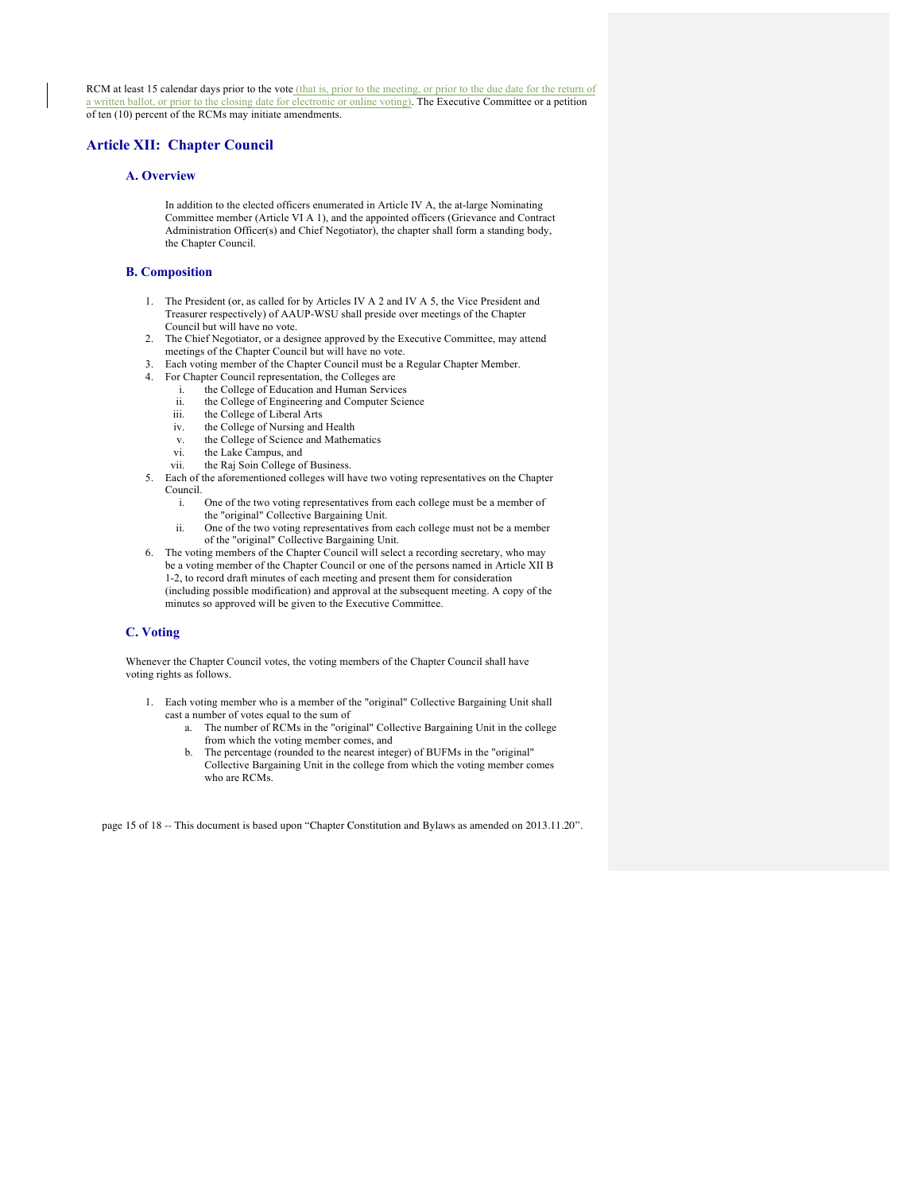RCM at least 15 calendar days prior to the vote (that is, prior to the meeting, or prior to the due date for the return of a written ballot, or prior to the closing date for electronic or online voting). The Executive Committee or a petition of ten (10) percent of the RCMs may initiate amendments.

## Article XII: Chapter Council

### A. Overview

In addition to the elected officers enumerated in Article IV A, the at-large Nominating Committee member (Article VI A 1), and the appointed officers (Grievance and Contract Administration Officer(s) and Chief Negotiator), the chapter shall form a standing body, the Chapter Council.

### B. Composition

1. The President (or, as called for by Articles IV A 2 and IV A 5, the Vice President and Treasurer respectively) of AAUP-WSU shall preside over meetings of the Chapter Council but will have no vote.
2. The Chief Negotiator, or a designee approved by the Executive Committee, may attend meetings of the Chapter Council but will have no vote.
3. Each voting member of the Chapter Council must be a Regular Chapter Member.
4. For Chapter Council representation, the Colleges are
   i. the College of Education and Human Services
   ii. the College of Engineering and Computer Science
   iii. the College of Liberal Arts
   iv. the College of Nursing and Health
   v. the College of Science and Mathematics
   vi. the Lake Campus, and
   vii. the Raj Soin College of Business.
5. Each of the aforementioned colleges will have two voting representatives on the Chapter Council.
   i. One of the two voting representatives from each college must be a member of the "original" Collective Bargaining Unit.
   ii. One of the two voting representatives from each college must not be a member of the "original" Collective Bargaining Unit.
6. The voting members of the Chapter Council will select a recording secretary, who may be a voting member of the Chapter Council or one of the persons named in Article XII B 1-2, to record draft minutes of each meeting and present them for consideration (including possible modification) and approval at the subsequent meeting. A copy of the minutes so approved will be given to the Executive Committee.

### C. Voting

Whenever the Chapter Council votes, the voting members of the Chapter Council shall have voting rights as follows.

1. Each voting member who is a member of the "original" Collective Bargaining Unit shall cast a number of votes equal to the sum of
   a. The number of RCMs in the "original" Collective Bargaining Unit in the college from which the voting member comes, and
   b. The percentage (rounded to the nearest integer) of BUFMs in the "original" Collective Bargaining Unit in the college from which the voting member comes who are RCMs.

page 15 of 18 -- This document is based upon "Chapter Constitution and Bylaws as amended on 2013.11.20".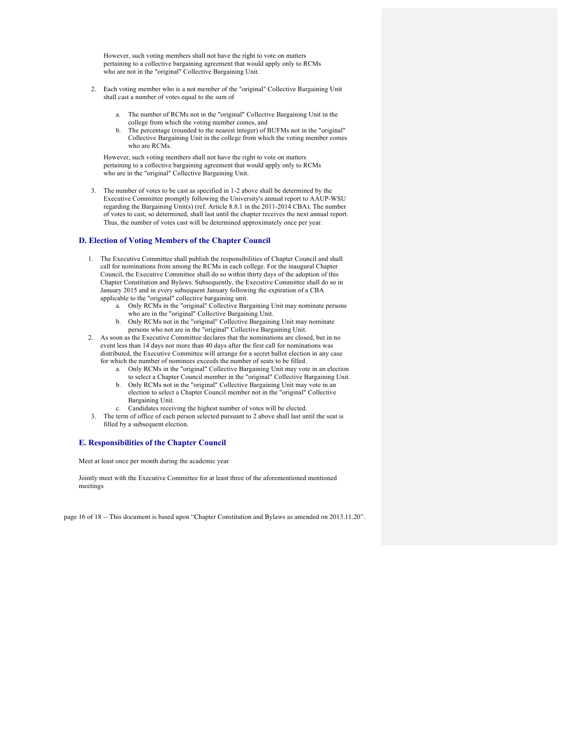However, such voting members shall not have the right to vote on matters pertaining to a collective bargaining agreement that would apply only to RCMs who are not in the "original" Collective Bargaining Unit.

2. Each voting member who is a not member of the "original" Collective Bargaining Unit shall cast a number of votes equal to the sum of

    a. The number of RCMs not in the "original" Collective Bargaining Unit in the college from which the voting member comes, and
    b. The percentage (rounded to the nearest integer) of BUFMs not in the "original" Collective Bargaining Unit in the college from which the voting member comes who are RCMs.

    However, such voting members shall not have the right to vote on matters pertaining to a collective bargaining agreement that would apply only to RCMs who are in the "original" Collective Bargaining Unit.

3. The number of votes to be cast as specified in 1-2 above shall be determined by the Executive Committee promptly following the University's annual report to AAUP-WSU regarding the Bargaining Unit(s) (ref. Article 8.8.1 in the 2011-2014 CBA). The number of votes to cast, so determined, shall last until the chapter receives the next annual report. Thus, the number of votes cast will be determined approximately once per year.

### D. Election of Voting Members of the Chapter Council

1. The Executive Committee shall publish the responsibilities of Chapter Council and shall call for nominations from among the RCMs in each college. For the inaugural Chapter Council, the Executive Committee shall do so within thirty days of the adoption of this Chapter Constitution and Bylaws. Subsequently, the Executive Committee shall do so in January 2015 and in every subsequent January following the expiration of a CBA applicable to the "original" collective bargaining unit.
    a. Only RCMs in the "original" Collective Bargaining Unit may nominate persons who are in the "original" Collective Bargaining Unit.
    b. Only RCMs not in the "original" Collective Bargaining Unit may nominate persons who not are in the "original" Collective Bargaining Unit.
2. As soon as the Executive Committee declares that the nominations are closed, but in no event less than 14 days nor more than 40 days after the first call for nominations was distributed, the Executive Committee will arrange for a secret ballot election in any case for which the number of nominees exceeds the number of seats to be filled.
    a. Only RCMs in the "original" Collective Bargaining Unit may vote in an election to select a Chapter Council member in the "original" Collective Bargaining Unit.
    b. Only RCMs not in the "original" Collective Bargaining Unit may vote in an election to select a Chapter Council member not in the "original" Collective Bargaining Unit.
    c. Candidates receiving the highest number of votes will be elected.
3. The term of office of each person selected pursuant to 2 above shall last until the seat is filled by a subsequent election.

### E. Responsibilities of the Chapter Council

Meet at least once per month during the academic year

Jointly meet with the Executive Committee for at least three of the aforementioned mentioned meetings

page 16 of 18 -- This document is based upon “Chapter Constitution and Bylaws as amended on 2013.11.20”.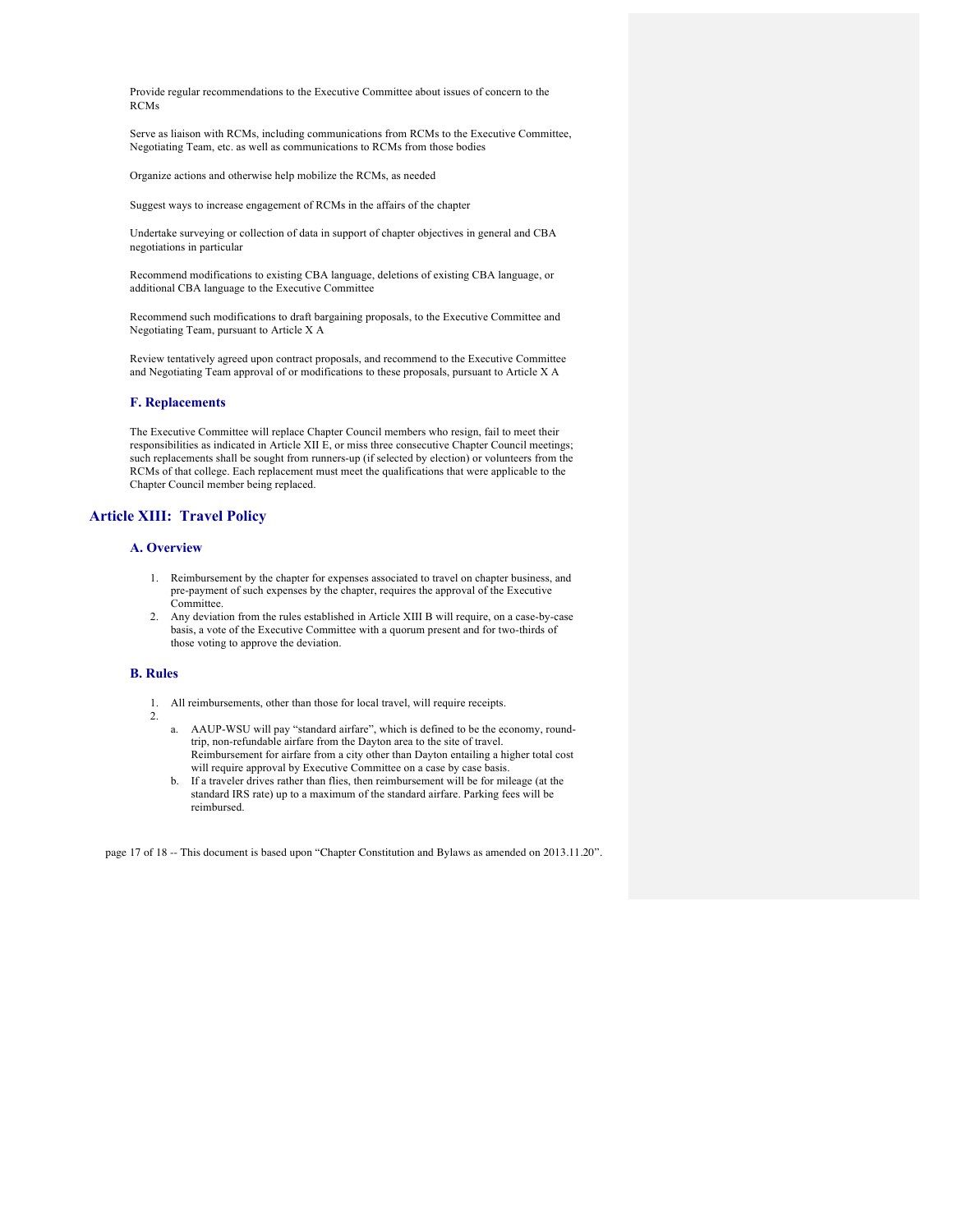Provide regular recommendations to the Executive Committee about issues of concern to the RCMs

Serve as liaison with RCMs, including communications from RCMs to the Executive Committee, Negotiating Team, etc. as well as communications to RCMs from those bodies

Organize actions and otherwise help mobilize the RCMs, as needed

Suggest ways to increase engagement of RCMs in the affairs of the chapter

Undertake surveying or collection of data in support of chapter objectives in general and CBA negotiations in particular

Recommend modifications to existing CBA language, deletions of existing CBA language, or additional CBA language to the Executive Committee

Recommend such modifications to draft bargaining proposals, to the Executive Committee and Negotiating Team, pursuant to Article X A

Review tentatively agreed upon contract proposals, and recommend to the Executive Committee and Negotiating Team approval of or modifications to these proposals, pursuant to Article X A

### F. Replacements

The Executive Committee will replace Chapter Council members who resign, fail to meet their responsibilities as indicated in Article XII E, or miss three consecutive Chapter Council meetings; such replacements shall be sought from runners-up (if selected by election) or volunteers from the RCMs of that college. Each replacement must meet the qualifications that were applicable to the Chapter Council member being replaced.

## Article XIII: Travel Policy

### A. Overview

1. Reimbursement by the chapter for expenses associated to travel on chapter business, and pre-payment of such expenses by the chapter, requires the approval of the Executive Committee.
2. Any deviation from the rules established in Article XIII B will require, on a case-by-case basis, a vote of the Executive Committee with a quorum present and for two-thirds of those voting to approve the deviation.

### B. Rules

1. All reimbursements, other than those for local travel, will require receipts.
2. 
    a. AAUP-WSU will pay “standard airfare”, which is defined to be the economy, round-trip, non-refundable airfare from the Dayton area to the site of travel. Reimbursement for airfare from a city other than Dayton entailing a higher total cost will require approval by Executive Committee on a case by case basis.
    b. If a traveler drives rather than flies, then reimbursement will be for mileage (at the standard IRS rate) up to a maximum of the standard airfare. Parking fees will be reimbursed.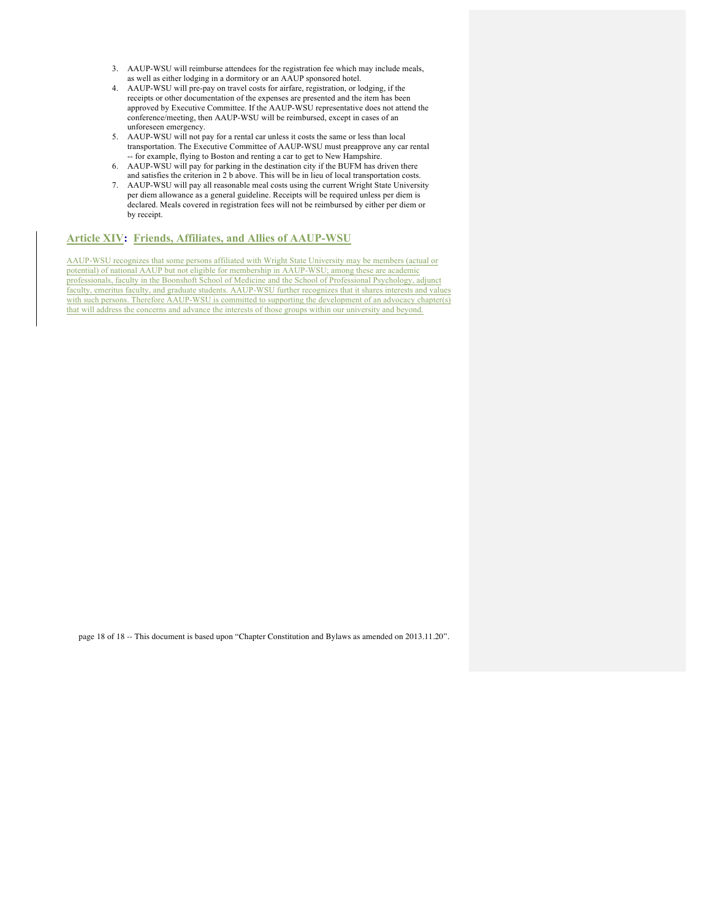3. AAUP-WSU will reimburse attendees for the registration fee which may include meals, as well as either lodging in a dormitory or an AAUP sponsored hotel.
4. AAUP-WSU will pre-pay on travel costs for airfare, registration, or lodging, if the receipts or other documentation of the expenses are presented and the item has been approved by Executive Committee. If the AAUP-WSU representative does not attend the conference/meeting, then AAUP-WSU will be reimbursed, except in cases of an unforeseen emergency.
5. AAUP-WSU will not pay for a rental car unless it costs the same or less than local transportation. The Executive Committee of AAUP-WSU must preapprove any car rental -- for example, flying to Boston and renting a car to get to New Hampshire.
6. AAUP-WSU will pay for parking in the destination city if the BUFM has driven there and satisfies the criterion in 2 b above. This will be in lieu of local transportation costs.
7. AAUP-WSU will pay all reasonable meal costs using the current Wright State University per diem allowance as a general guideline. Receipts will be required unless per diem is declared. Meals covered in registration fees will not be reimbursed by either per diem or by receipt.

## Article XIV: Friends, Affiliates, and Allies of AAUP-WSU

AAUP-WSU recognizes that some persons affiliated with Wright State University may be members (actual or potential) of national AAUP but not eligible for membership in AAUP-WSU; among these are academic professionals, faculty in the Boonshoft School of Medicine and the School of Professional Psychology, adjunct faculty, emeritus faculty, and graduate students. AAUP-WSU further recognizes that it shares interests and values with such persons. Therefore AAUP-WSU is committed to supporting the development of an advocacy chapter(s) that will address the concerns and advance the interests of those groups within our university and beyond.

This document is based upon "Chapter Constitution and Bylaws as amended on 2013.11.20".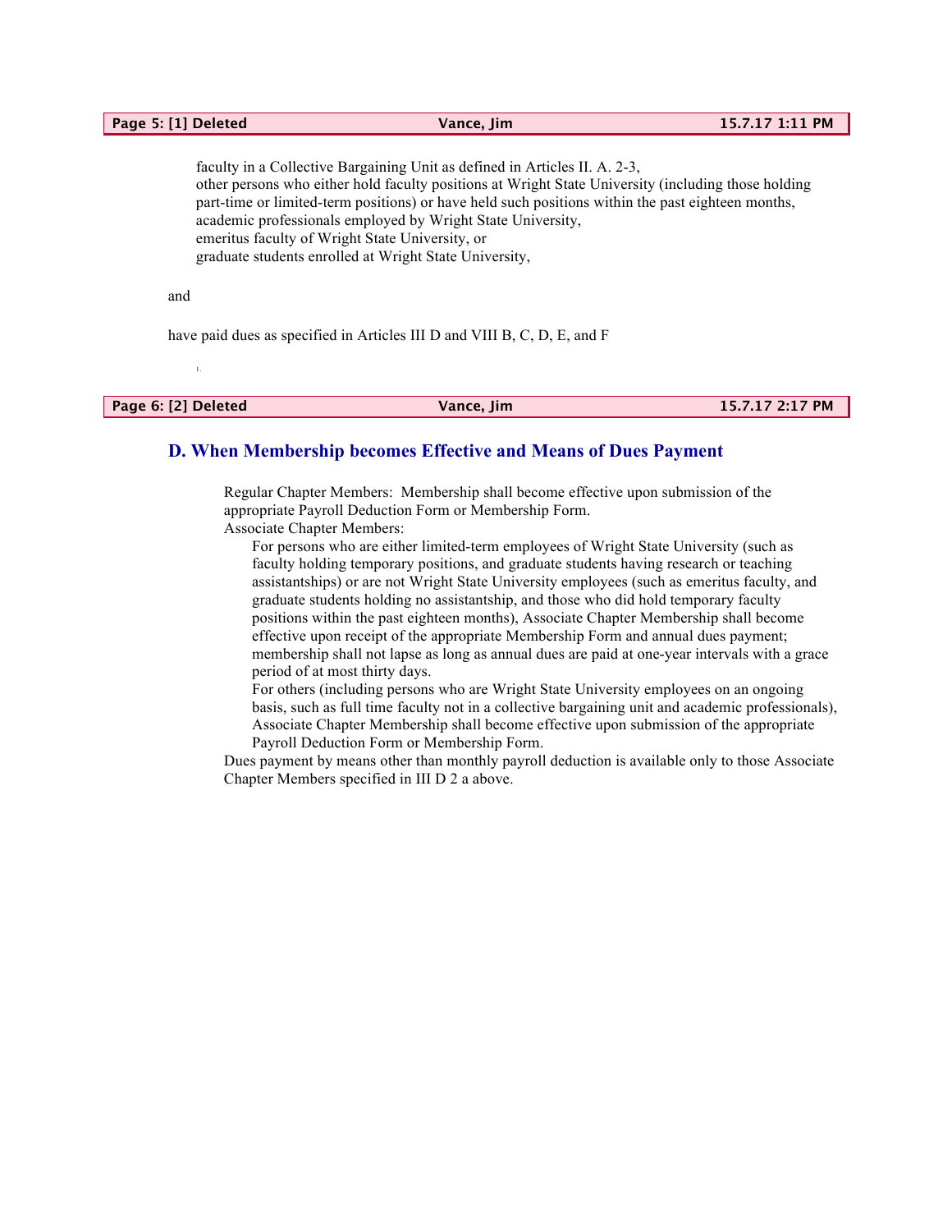**Page 5: [1] Deleted** **Vance, Jim** **15.7.17 1:11 PM**

faculty in a Collective Bargaining Unit as defined in Articles II. A. 2-3,
other persons who either hold faculty positions at Wright State University (including those holding part-time or limited-term positions) or have held such positions within the past eighteen months,
academic professionals employed by Wright State University,
emeritus faculty of Wright State University, or
graduate students enrolled at Wright State University,

and

have paid dues as specified in Articles III D and VIII B, C, D, E, and F

1.

**Page 6: [2] Deleted** **Vance, Jim** **15.7.17 2:17 PM**

## D. When Membership becomes Effective and Means of Dues Payment

Regular Chapter Members: Membership shall become effective upon submission of the appropriate Payroll Deduction Form or Membership Form.
Associate Chapter Members:
For persons who are either limited-term employees of Wright State University (such as faculty holding temporary positions, and graduate students having research or teaching assistantships) or are not Wright State University employees (such as emeritus faculty, and graduate students holding no assistantship, and those who did hold temporary faculty positions within the past eighteen months), Associate Chapter Membership shall become effective upon receipt of the appropriate Membership Form and annual dues payment; membership shall not lapse as long as annual dues are paid at one-year intervals with a grace period of at most thirty days.
For others (including persons who are Wright State University employees on an ongoing basis, such as full time faculty not in a collective bargaining unit and academic professionals), Associate Chapter Membership shall become effective upon submission of the appropriate Payroll Deduction Form or Membership Form.
Dues payment by means other than monthly payroll deduction is available only to those Associate Chapter Members specified in III D 2 a above.